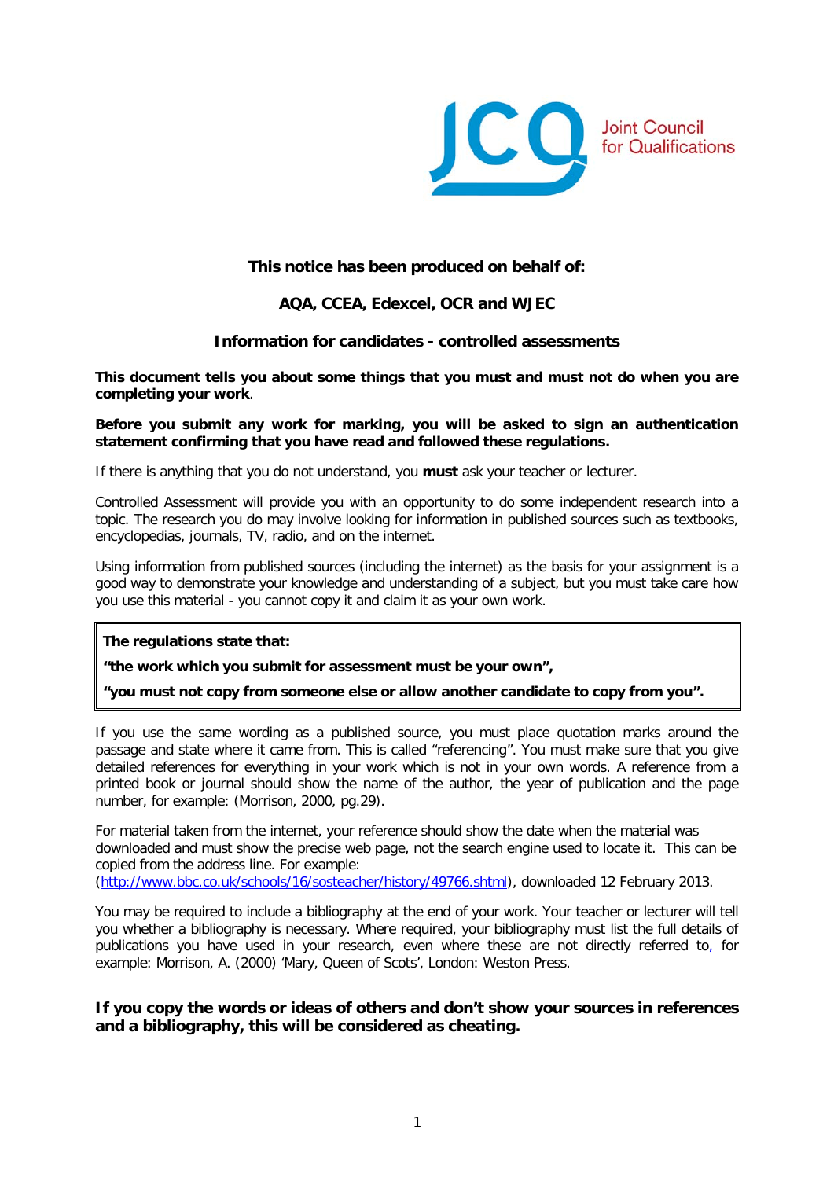Joint Council for Qualifications

**This notice has been produced on behalf of:**

**AQA, CCEA, Edexcel, OCR and WJEC**

## Information for candidates - controlled assessments

**This document tells you about some things that you must and must not do when you are completing your work**.

**Before you submit any work for marking, you will be asked to sign an authentication statement confirming that you have read and followed these regulations.**

If there is anything that you do not understand, you **must** ask your teacher or lecturer.

Controlled Assessment will provide you with an opportunity to do some independent research into a topic. The research you do may involve looking for information in published sources such as textbooks, encyclopedias, journals, TV, radio, and on the internet.

Using information from published sources (including the internet) as the basis for your assignment is a good way to demonstrate your knowledge and understanding of a subject, but you must take care how you use this material - you cannot copy it and claim it as your own work.

> **The regulations state that:**
>
> **"the work which you submit for assessment must be your own",**
>
> **"you must not copy from someone else or allow another candidate to copy from you".**

If you use the same wording as a published source, you must place quotation marks around the passage and state where it came from. This is called "referencing". You must make sure that you give detailed references for everything in your work which is not in your own words. A reference from a printed book or journal should show the name of the author, the year of publication and the page number, for example: (Morrison, 2000, pg.29).

For material taken from the internet, your reference should show the date when the material was downloaded and must show the precise web page, not the search engine used to locate it. This can be copied from the address line. For example:
(http://www.bbc.co.uk/schools/16/sosteacher/history/49766.shtml), downloaded 12 February 2013.

You may be required to include a bibliography at the end of your work. Your teacher or lecturer will tell you whether a bibliography is necessary. Where required, your bibliography must list the full details of publications you have used in your research, even where these are not directly referred to, for example: Morrison, A. (2000) 'Mary, Queen of Scots', London: Weston Press.

**If you copy the words or ideas of others and don't show your sources in references and a bibliography, this will be considered as cheating.**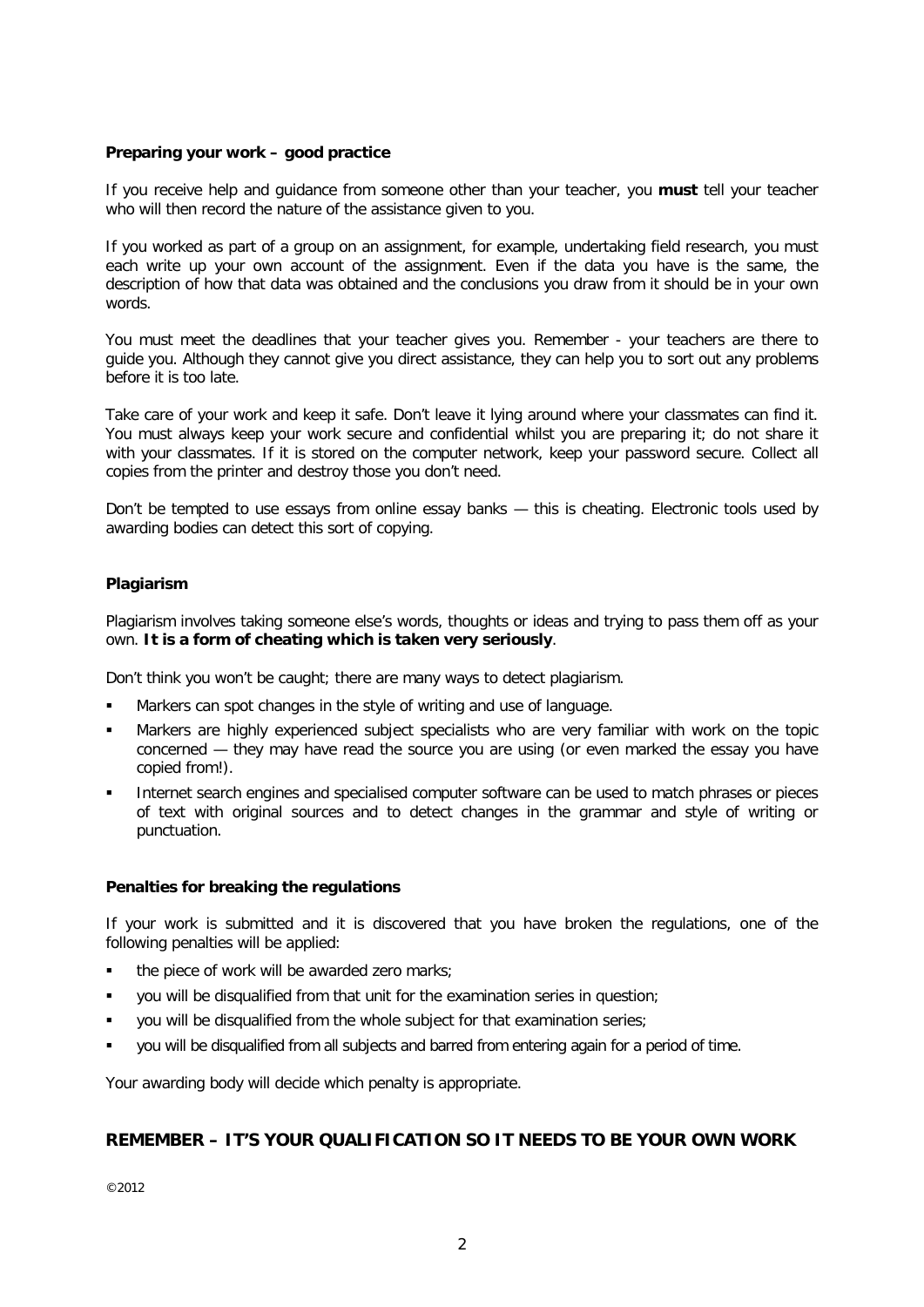**Preparing your work – good practice**

If you receive help and guidance from someone other than your teacher, you **must** tell your teacher who will then record the nature of the assistance given to you.

If you worked as part of a group on an assignment, for example, undertaking field research, you must each write up your own account of the assignment. Even if the data you have is the same, the description of how that data was obtained and the conclusions you draw from it should be in your own words.

You must meet the deadlines that your teacher gives you. Remember - your teachers are there to guide you. Although they cannot give you direct assistance, they can help you to sort out any problems before it is too late.

Take care of your work and keep it safe. Don't leave it lying around where your classmates can find it. You must always keep your work secure and confidential whilst you are preparing it; do not share it with your classmates. If it is stored on the computer network, keep your password secure. Collect all copies from the printer and destroy those you don't need.

Don't be tempted to use essays from online essay banks — this is cheating. Electronic tools used by awarding bodies can detect this sort of copying.

**Plagiarism**

Plagiarism involves taking someone else's words, thoughts or ideas and trying to pass them off as your own. **It is a form of cheating which is taken very seriously**.

Don't think you won't be caught; there are many ways to detect plagiarism.

- Markers can spot changes in the style of writing and use of language.
- Markers are highly experienced subject specialists who are very familiar with work on the topic concerned — they may have read the source you are using (or even marked the essay you have copied from!).
- Internet search engines and specialised computer software can be used to match phrases or pieces of text with original sources and to detect changes in the grammar and style of writing or punctuation.

**Penalties for breaking the regulations**

If your work is submitted and it is discovered that you have broken the regulations, one of the following penalties will be applied:

- the piece of work will be awarded zero marks;
- you will be disqualified from that unit for the examination series in question;
- you will be disqualified from the whole subject for that examination series;
- you will be disqualified from all subjects and barred from entering again for a period of time.

Your awarding body will decide which penalty is appropriate.

**REMEMBER – IT'S YOUR QUALIFICATION SO IT NEEDS TO BE YOUR OWN WORK**

©2012